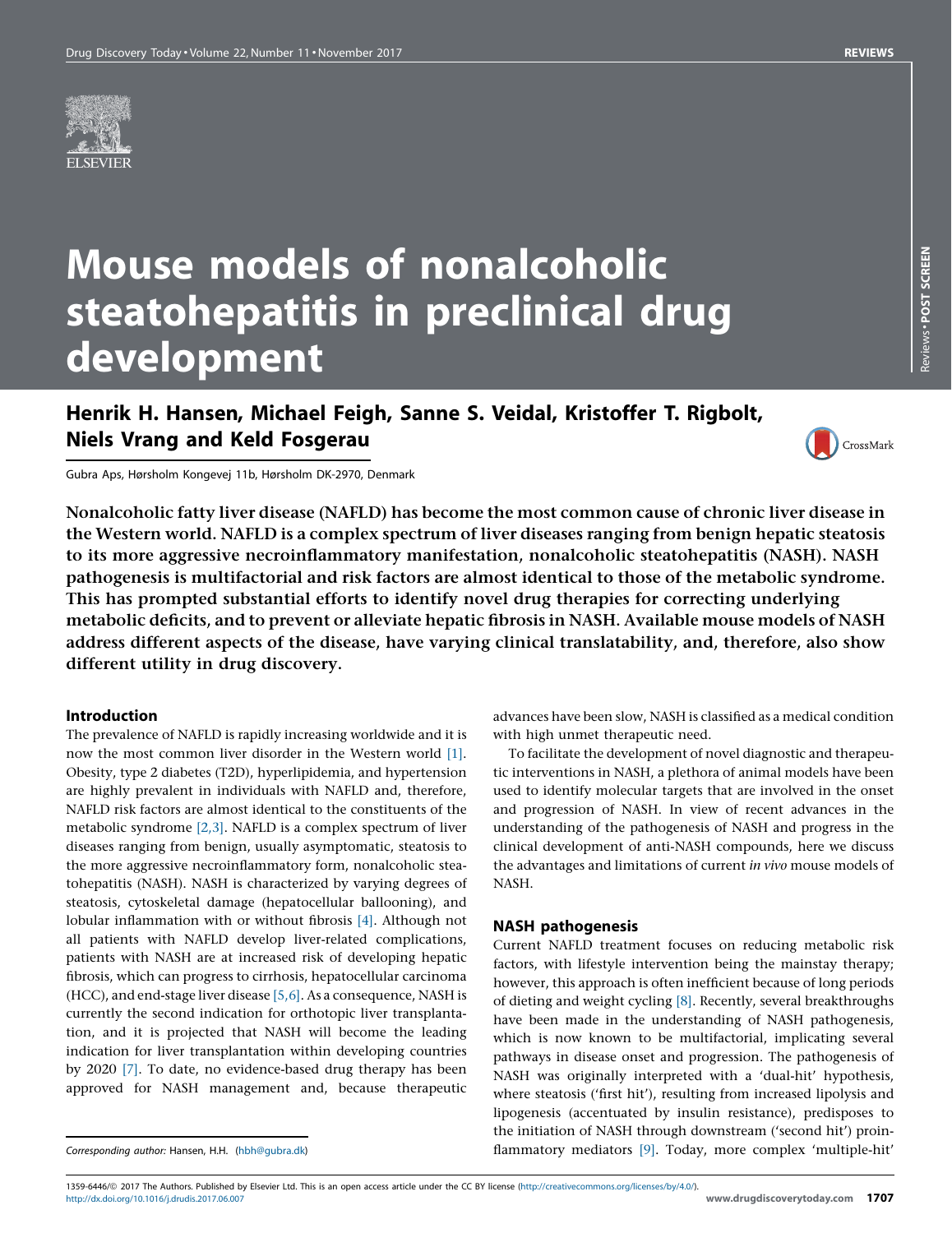# Mouse models of nonalcoholic steatohepatitis in preclinical drug development

**Henrik H. Hansen, Michael Feigh, Sanne S. Veidal, Kristoffer T. Rigbolt, Niels Vrang and Keld Fosgerau**

Gubra Aps, Hørsholm Kongevej 11b, Hørsholm DK-2970, Denmark

**Nonalcoholic fatty liver disease (NAFLD) has become the most common cause of chronic liver disease in the Western world. NAFLD is a complex spectrum of liver diseases ranging from benign hepatic steatosis to its more aggressive necroinflammatory manifestation, nonalcoholic steatohepatitis (NASH). NASH pathogenesis is multifactorial and risk factors are almost identical to those of the metabolic syndrome. This has prompted substantial efforts to identify novel drug therapies for correcting underlying metabolic deficits, and to prevent or alleviate hepatic fibrosis in NASH. Available mouse models of NASH address different aspects of the disease, have varying clinical translatability, and, therefore, also show different utility in drug discovery.**

## Introduction

The prevalence of NAFLD is rapidly increasing worldwide and it is now the most common liver disorder in the Western world [1]. Obesity, type 2 diabetes (T2D), hyperlipidemia, and hypertension are highly prevalent in individuals with NAFLD and, therefore, NAFLD risk factors are almost identical to the constituents of the metabolic syndrome [2,3]. NAFLD is a complex spectrum of liver diseases ranging from benign, usually asymptomatic, steatosis to the more aggressive necroinflammatory form, nonalcoholic steatohepatitis (NASH). NASH is characterized by varying degrees of steatosis, cytoskeletal damage (hepatocellular ballooning), and lobular inflammation with or without fibrosis [4]. Although not all patients with NAFLD develop liver-related complications, patients with NASH are at increased risk of developing hepatic fibrosis, which can progress to cirrhosis, hepatocellular carcinoma (HCC), and end-stage liver disease [5,6]. As a consequence, NASH is currently the second indication for orthotopic liver transplantation, and it is projected that NASH will become the leading indication for liver transplantation within developing countries by 2020 [7]. To date, no evidence-based drug therapy has been approved for NASH management and, because therapeutic advances have been slow, NASH is classified as a medical condition with high unmet therapeutic need.

To facilitate the development of novel diagnostic and therapeutic interventions in NASH, a plethora of animal models have been used to identify molecular targets that are involved in the onset and progression of NASH. In view of recent advances in the understanding of the pathogenesis of NASH and progress in the clinical development of anti-NASH compounds, here we discuss the advantages and limitations of current *in vivo* mouse models of NASH.

## NASH pathogenesis

Current NAFLD treatment focuses on reducing metabolic risk factors, with lifestyle intervention being the mainstay therapy; however, this approach is often inefficient because of long periods of dieting and weight cycling [8]. Recently, several breakthroughs have been made in the understanding of NASH pathogenesis, which is now known to be multifactorial, implicating several pathways in disease onset and progression. The pathogenesis of NASH was originally interpreted with a 'dual-hit' hypothesis, where steatosis ('first hit'), resulting from increased lipolysis and lipogenesis (accentuated by insulin resistance), predisposes to the initiation of NASH through downstream ('second hit') proinflammatory mediators [9]. Today, more complex 'multiple-hit'

*Corresponding author:* Hansen, H.H. (hbh@gubra.dk)

1359-6446/© 2017 The Authors. Published by Elsevier Ltd. This is an open access article under the CC BY license (http://creativecommons.org/licenses/by/4.0/).
http://dx.doi.org/10.1016/j.drudis.2017.06.007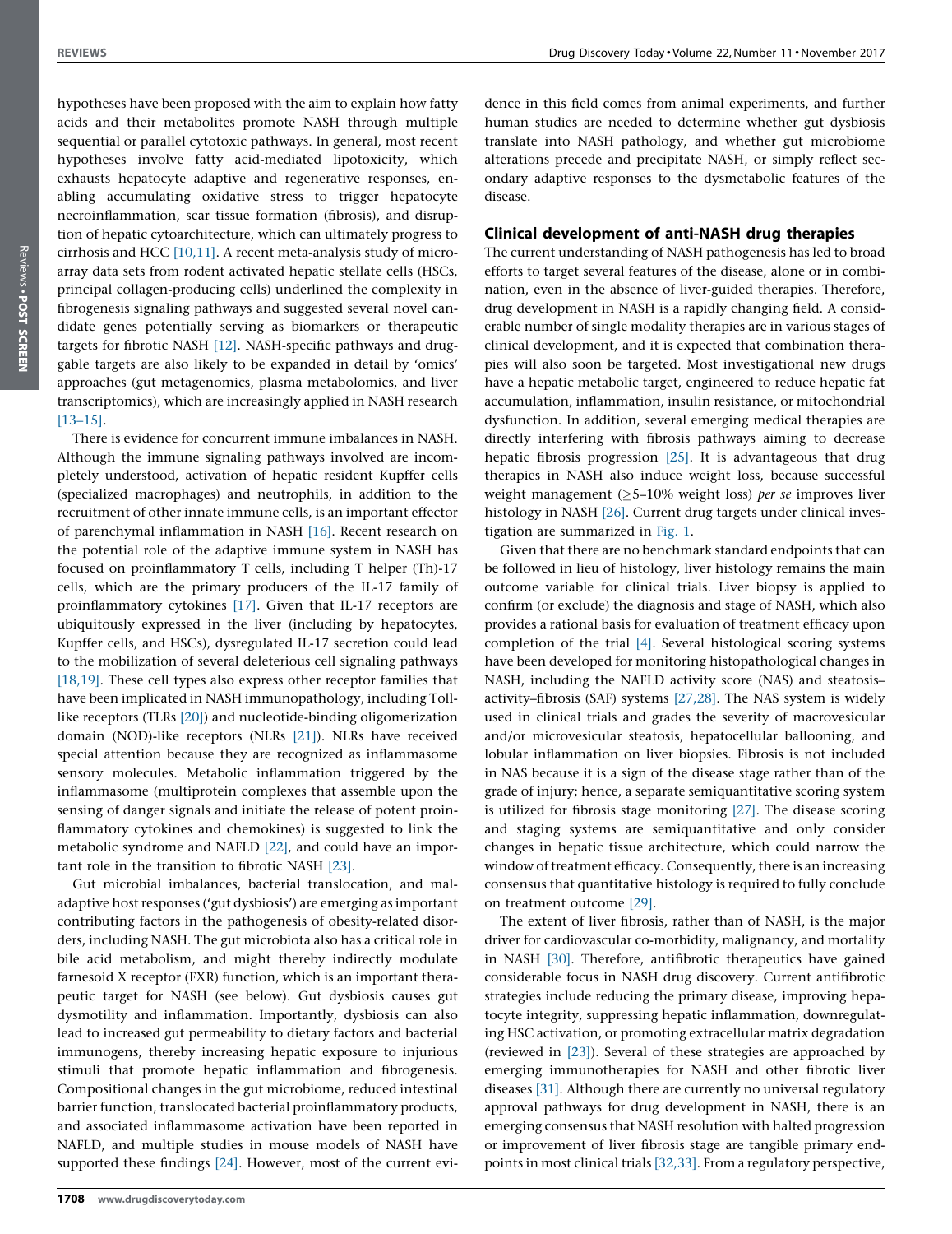hypotheses have been proposed with the aim to explain how fatty acids and their metabolites promote NASH through multiple sequential or parallel cytotoxic pathways. In general, most recent hypotheses involve fatty acid-mediated lipotoxicity, which exhausts hepatocyte adaptive and regenerative responses, enabling accumulating oxidative stress to trigger hepatocyte necroinflammation, scar tissue formation (fibrosis), and disruption of hepatic cytoarchitecture, which can ultimately progress to cirrhosis and HCC [10,11]. A recent meta-analysis study of microarray data sets from rodent activated hepatic stellate cells (HSCs, principal collagen-producing cells) underlined the complexity in fibrogenesis signaling pathways and suggested several novel candidate genes potentially serving as biomarkers or therapeutic targets for fibrotic NASH [12]. NASH-specific pathways and druggable targets are also likely to be expanded in detail by 'omics' approaches (gut metagenomics, plasma metabolomics, and liver transcriptomics), which are increasingly applied in NASH research [13–15].

There is evidence for concurrent immune imbalances in NASH. Although the immune signaling pathways involved are incompletely understood, activation of hepatic resident Kupffer cells (specialized macrophages) and neutrophils, in addition to the recruitment of other innate immune cells, is an important effector of parenchymal inflammation in NASH [16]. Recent research on the potential role of the adaptive immune system in NASH has focused on proinflammatory T cells, including T helper (Th)-17 cells, which are the primary producers of the IL-17 family of proinflammatory cytokines [17]. Given that IL-17 receptors are ubiquitously expressed in the liver (including by hepatocytes, Kupffer cells, and HSCs), dysregulated IL-17 secretion could lead to the mobilization of several deleterious cell signaling pathways [18,19]. These cell types also express other receptor families that have been implicated in NASH immunopathology, including Toll-like receptors (TLRs [20]) and nucleotide-binding oligomerization domain (NOD)-like receptors (NLRs [21]). NLRs have received special attention because they are recognized as inflammasome sensory molecules. Metabolic inflammation triggered by the inflammasome (multiprotein complexes that assemble upon the sensing of danger signals and initiate the release of potent proinflammatory cytokines and chemokines) is suggested to link the metabolic syndrome and NAFLD [22], and could have an important role in the transition to fibrotic NASH [23].

Gut microbial imbalances, bacterial translocation, and maladaptive host responses ('gut dysbiosis') are emerging as important contributing factors in the pathogenesis of obesity-related disorders, including NASH. The gut microbiota also has a critical role in bile acid metabolism, and might thereby indirectly modulate farnesoid X receptor (FXR) function, which is an important therapeutic target for NASH (see below). Gut dysbiosis causes gut dysmotility and inflammation. Importantly, dysbiosis can also lead to increased gut permeability to dietary factors and bacterial immunogens, thereby increasing hepatic exposure to injurious stimuli that promote hepatic inflammation and fibrogenesis. Compositional changes in the gut microbiome, reduced intestinal barrier function, translocated bacterial proinflammatory products, and associated inflammasome activation have been reported in NAFLD, and multiple studies in mouse models of NASH have supported these findings [24]. However, most of the current evidence in this field comes from animal experiments, and further human studies are needed to determine whether gut dysbiosis translate into NASH pathology, and whether gut microbiome alterations precede and precipitate NASH, or simply reflect secondary adaptive responses to the dysmetabolic features of the disease.

## Clinical development of anti-NASH drug therapies

The current understanding of NASH pathogenesis has led to broad efforts to target several features of the disease, alone or in combination, even in the absence of liver-guided therapies. Therefore, drug development in NASH is a rapidly changing field. A considerable number of single modality therapies are in various stages of clinical development, and it is expected that combination therapies will also soon be targeted. Most investigational new drugs have a hepatic metabolic target, engineered to reduce hepatic fat accumulation, inflammation, insulin resistance, or mitochondrial dysfunction. In addition, several emerging medical therapies are directly interfering with fibrosis pathways aiming to decrease hepatic fibrosis progression [25]. It is advantageous that drug therapies in NASH also induce weight loss, because successful weight management (≥5–10% weight loss) *per se* improves liver histology in NASH [26]. Current drug targets under clinical investigation are summarized in Fig. 1.

Given that there are no benchmark standard endpoints that can be followed in lieu of histology, liver histology remains the main outcome variable for clinical trials. Liver biopsy is applied to confirm (or exclude) the diagnosis and stage of NASH, which also provides a rational basis for evaluation of treatment efficacy upon completion of the trial [4]. Several histological scoring systems have been developed for monitoring histopathological changes in NASH, including the NAFLD activity score (NAS) and steatosis–activity–fibrosis (SAF) systems [27,28]. The NAS system is widely used in clinical trials and grades the severity of macrovesicular and/or microvesicular steatosis, hepatocellular ballooning, and lobular inflammation on liver biopsies. Fibrosis is not included in NAS because it is a sign of the disease stage rather than of the grade of injury; hence, a separate semiquantitative scoring system is utilized for fibrosis stage monitoring [27]. The disease scoring and staging systems are semiquantitative and only consider changes in hepatic tissue architecture, which could narrow the window of treatment efficacy. Consequently, there is an increasing consensus that quantitative histology is required to fully conclude on treatment outcome [29].

The extent of liver fibrosis, rather than of NASH, is the major driver for cardiovascular co-morbidity, malignancy, and mortality in NASH [30]. Therefore, antifibrotic therapeutics have gained considerable focus in NASH drug discovery. Current antifibrotic strategies include reducing the primary disease, improving hepatocyte integrity, suppressing hepatic inflammation, downregulating HSC activation, or promoting extracellular matrix degradation (reviewed in [23]). Several of these strategies are approached by emerging immunotherapies for NASH and other fibrotic liver diseases [31]. Although there are currently no universal regulatory approval pathways for drug development in NASH, there is an emerging consensus that NASH resolution with halted progression or improvement of liver fibrosis stage are tangible primary endpoints in most clinical trials [32,33]. From a regulatory perspective,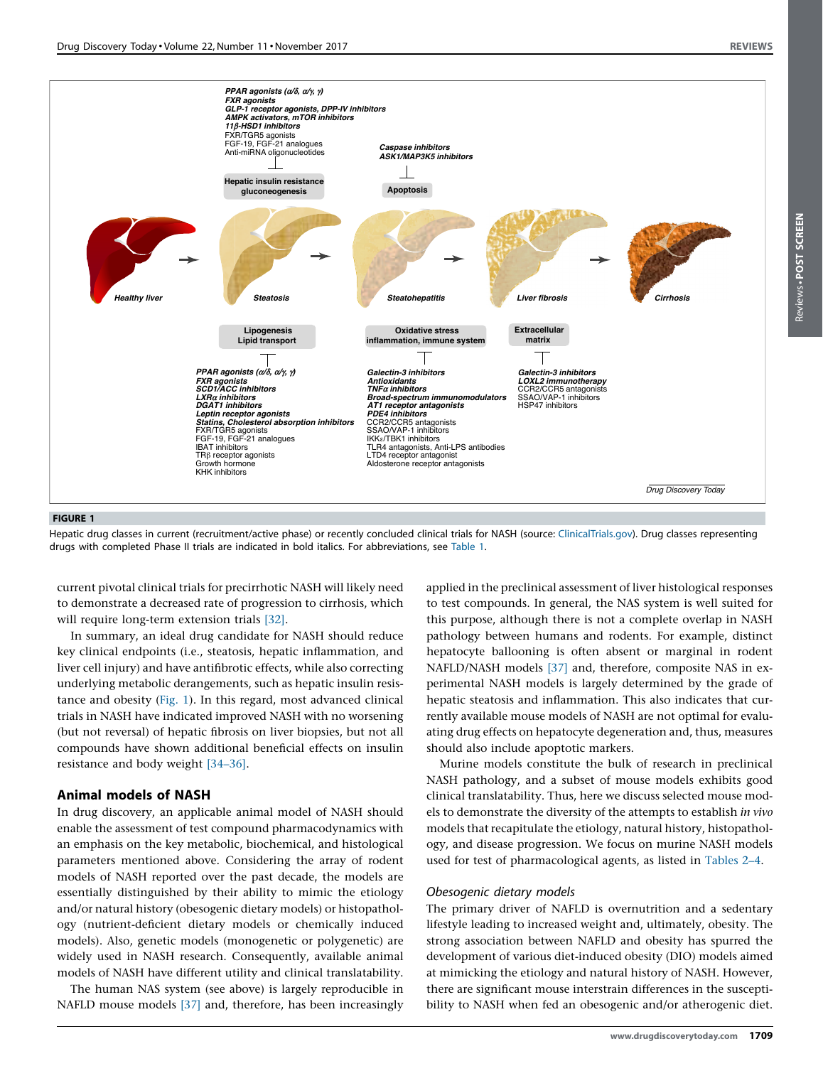**FIGURE 1**

Hepatic drug classes in current (recruitment/active phase) or recently concluded clinical trials for NASH (source: ClinicalTrials.gov). Drug classes representing drugs with completed Phase II trials are indicated in bold italics. For abbreviations, see Table 1.

current pivotal clinical trials for precirrhotic NASH will likely need to demonstrate a decreased rate of progression to cirrhosis, which will require long-term extension trials [32].

In summary, an ideal drug candidate for NASH should reduce key clinical endpoints (i.e., steatosis, hepatic inflammation, and liver cell injury) and have antifibrotic effects, while also correcting underlying metabolic derangements, such as hepatic insulin resistance and obesity (Fig. 1). In this regard, most advanced clinical trials in NASH have indicated improved NASH with no worsening (but not reversal) of hepatic fibrosis on liver biopsies, but not all compounds have shown additional beneficial effects on insulin resistance and body weight [34–36].

## Animal models of NASH

In drug discovery, an applicable animal model of NASH should enable the assessment of test compound pharmacodynamics with an emphasis on the key metabolic, biochemical, and histological parameters mentioned above. Considering the array of rodent models of NASH reported over the past decade, the models are essentially distinguished by their ability to mimic the etiology and/or natural history (obesogenic dietary models) or histopathology (nutrient-deficient dietary models or chemically induced models). Also, genetic models (monogenetic or polygenetic) are widely used in NASH research. Consequently, available animal models of NASH have different utility and clinical translatability.

The human NAS system (see above) is largely reproducible in NAFLD mouse models [37] and, therefore, has been increasingly applied in the preclinical assessment of liver histological responses to test compounds. In general, the NAS system is well suited for this purpose, although there is not a complete overlap in NASH pathology between humans and rodents. For example, distinct hepatocyte ballooning is often absent or marginal in rodent NAFLD/NASH models [37] and, therefore, composite NAS in experimental NASH models is largely determined by the grade of hepatic steatosis and inflammation. This also indicates that currently available mouse models of NASH are not optimal for evaluating drug effects on hepatocyte degeneration and, thus, measures should also include apoptotic markers.

Murine models constitute the bulk of research in preclinical NASH pathology, and a subset of mouse models exhibits good clinical translatability. Thus, here we discuss selected mouse models to demonstrate the diversity of the attempts to establish *in vivo* models that recapitulate the etiology, natural history, histopathology, and disease progression. We focus on murine NASH models used for test of pharmacological agents, as listed in Tables 2–4.

### *Obesogenic dietary models*

The primary driver of NAFLD is overnutrition and a sedentary lifestyle leading to increased weight and, ultimately, obesity. The strong association between NAFLD and obesity has spurred the development of various diet-induced obesity (DIO) models aimed at mimicking the etiology and natural history of NASH. However, there are significant mouse interstrain differences in the susceptibility to NASH when fed an obesogenic and/or atherogenic diet.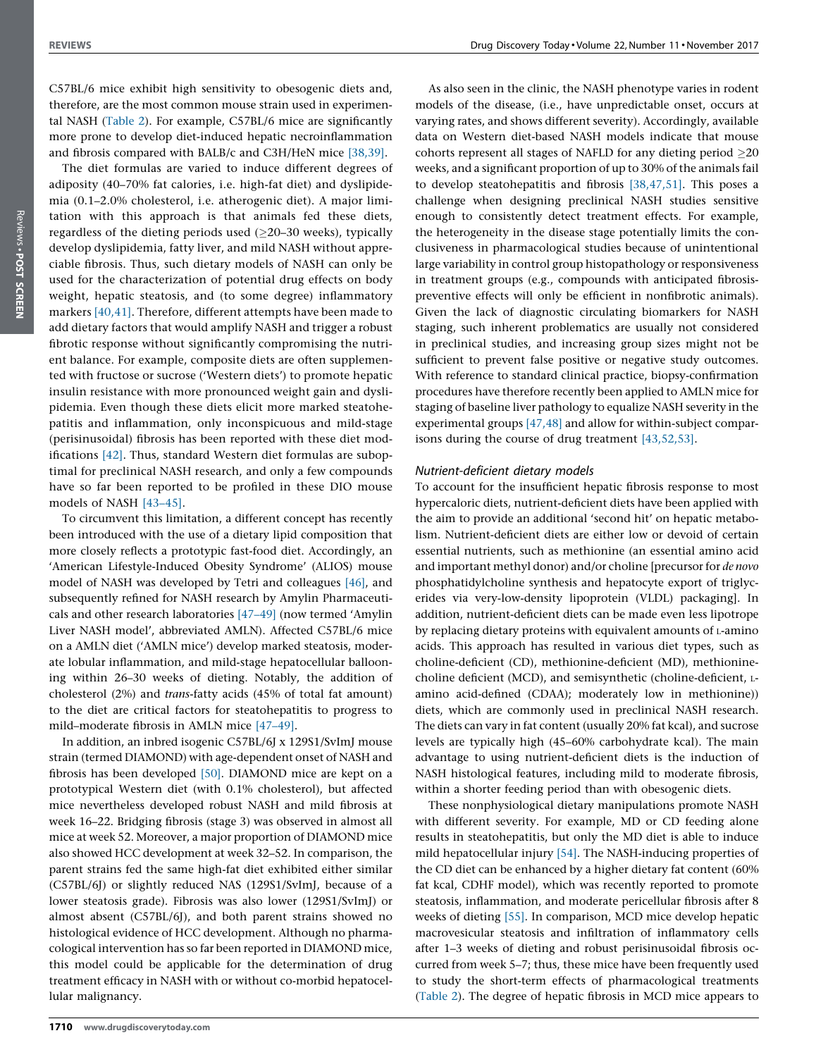C57BL/6 mice exhibit high sensitivity to obesogenic diets and, therefore, are the most common mouse strain used in experimental NASH (Table 2). For example, C57BL/6 mice are significantly more prone to develop diet-induced hepatic necroinflammation and fibrosis compared with BALB/c and C3H/HeN mice [38,39].

The diet formulas are varied to induce different degrees of adiposity (40–70% fat calories, i.e. high-fat diet) and dyslipidemia (0.1–2.0% cholesterol, i.e. atherogenic diet). A major limitation with this approach is that animals fed these diets, regardless of the dieting periods used ($\geq$20–30 weeks), typically develop dyslipidemia, fatty liver, and mild NASH without appreciable fibrosis. Thus, such dietary models of NASH can only be used for the characterization of potential drug effects on body weight, hepatic steatosis, and (to some degree) inflammatory markers [40,41]. Therefore, different attempts have been made to add dietary factors that would amplify NASH and trigger a robust fibrotic response without significantly compromising the nutrient balance. For example, composite diets are often supplemented with fructose or sucrose ('Western diets') to promote hepatic insulin resistance with more pronounced weight gain and dyslipidemia. Even though these diets elicit more marked steatohepatitis and inflammation, only inconspicuous and mild-stage (perisinusoidal) fibrosis has been reported with these diet modifications [42]. Thus, standard Western diet formulas are suboptimal for preclinical NASH research, and only a few compounds have so far been reported to be profiled in these DIO mouse models of NASH [43–45].

To circumvent this limitation, a different concept has recently been introduced with the use of a dietary lipid composition that more closely reflects a prototypic fast-food diet. Accordingly, an 'American Lifestyle-Induced Obesity Syndrome' (ALIOS) mouse model of NASH was developed by Tetri and colleagues [46], and subsequently refined for NASH research by Amylin Pharmaceuticals and other research laboratories [47–49] (now termed 'Amylin Liver NASH model', abbreviated AMLN). Affected C57BL/6 mice on a AMLN diet ('AMLN mice') develop marked steatosis, moderate lobular inflammation, and mild-stage hepatocellular ballooning within 26–30 weeks of dieting. Notably, the addition of cholesterol (2%) and *trans*-fatty acids (45% of total fat amount) to the diet are critical factors for steatohepatitis to progress to mild–moderate fibrosis in AMLN mice [47–49].

In addition, an inbred isogenic C57BL/6J x 129S1/SvImJ mouse strain (termed DIAMOND) with age-dependent onset of NASH and fibrosis has been developed [50]. DIAMOND mice are kept on a prototypical Western diet (with 0.1% cholesterol), but affected mice nevertheless developed robust NASH and mild fibrosis at week 16–22. Bridging fibrosis (stage 3) was observed in almost all mice at week 52. Moreover, a major proportion of DIAMOND mice also showed HCC development at week 32–52. In comparison, the parent strains fed the same high-fat diet exhibited either similar (C57BL/6J) or slightly reduced NAS (129S1/SvImJ, because of a lower steatosis grade). Fibrosis was also lower (129S1/SvImJ) or almost absent (C57BL/6J), and both parent strains showed no histological evidence of HCC development. Although no pharmacological intervention has so far been reported in DIAMOND mice, this model could be applicable for the determination of drug treatment efficacy in NASH with or without co-morbid hepatocellular malignancy.

As also seen in the clinic, the NASH phenotype varies in rodent models of the disease, (i.e., have unpredictable onset, occurs at varying rates, and shows different severity). Accordingly, available data on Western diet-based NASH models indicate that mouse cohorts represent all stages of NAFLD for any dieting period $\geq$20 weeks, and a significant proportion of up to 30% of the animals fail to develop steatohepatitis and fibrosis [38,47,51]. This poses a challenge when designing preclinical NASH studies sensitive enough to consistently detect treatment effects. For example, the heterogeneity in the disease stage potentially limits the conclusiveness in pharmacological studies because of unintentional large variability in control group histopathology or responsiveness in treatment groups (e.g., compounds with anticipated fibrosis-preventive effects will only be efficient in nonfibrotic animals). Given the lack of diagnostic circulating biomarkers for NASH staging, such inherent problematics are usually not considered in preclinical studies, and increasing group sizes might not be sufficient to prevent false positive or negative study outcomes. With reference to standard clinical practice, biopsy-confirmation procedures have therefore recently been applied to AMLN mice for staging of baseline liver pathology to equalize NASH severity in the experimental groups [47,48] and allow for within-subject comparisons during the course of drug treatment [43,52,53].

### Nutrient-deficient dietary models

To account for the insufficient hepatic fibrosis response to most hypercaloric diets, nutrient-deficient diets have been applied with the aim to provide an additional 'second hit' on hepatic metabolism. Nutrient-deficient diets are either low or devoid of certain essential nutrients, such as methionine (an essential amino acid and important methyl donor) and/or choline [precursor for *de novo* phosphatidylcholine synthesis and hepatocyte export of triglycerides via very-low-density lipoprotein (VLDL) packaging]. In addition, nutrient-deficient diets can be made even less lipotrope by replacing dietary proteins with equivalent amounts of L-amino acids. This approach has resulted in various diet types, such as choline-deficient (CD), methionine-deficient (MD), methionine-choline deficient (MCD), and semisynthetic (choline-deficient, L-amino acid-defined (CDAA); moderately low in methionine)) diets, which are commonly used in preclinical NASH research. The diets can vary in fat content (usually 20% fat kcal), and sucrose levels are typically high (45–60% carbohydrate kcal). The main advantage to using nutrient-deficient diets is the induction of NASH histological features, including mild to moderate fibrosis, within a shorter feeding period than with obesogenic diets.

These nonphysiological dietary manipulations promote NASH with different severity. For example, MD or CD feeding alone results in steatohepatitis, but only the MD diet is able to induce mild hepatocellular injury [54]. The NASH-inducing properties of the CD diet can be enhanced by a higher dietary fat content (60% fat kcal, CDHF model), which was recently reported to promote steatosis, inflammation, and moderate pericellular fibrosis after 8 weeks of dieting [55]. In comparison, MCD mice develop hepatic macrovesicular steatosis and infiltration of inflammatory cells after 1–3 weeks of dieting and robust perisinusoidal fibrosis occurred from week 5–7; thus, these mice have been frequently used to study the short-term effects of pharmacological treatments (Table 2). The degree of hepatic fibrosis in MCD mice appears to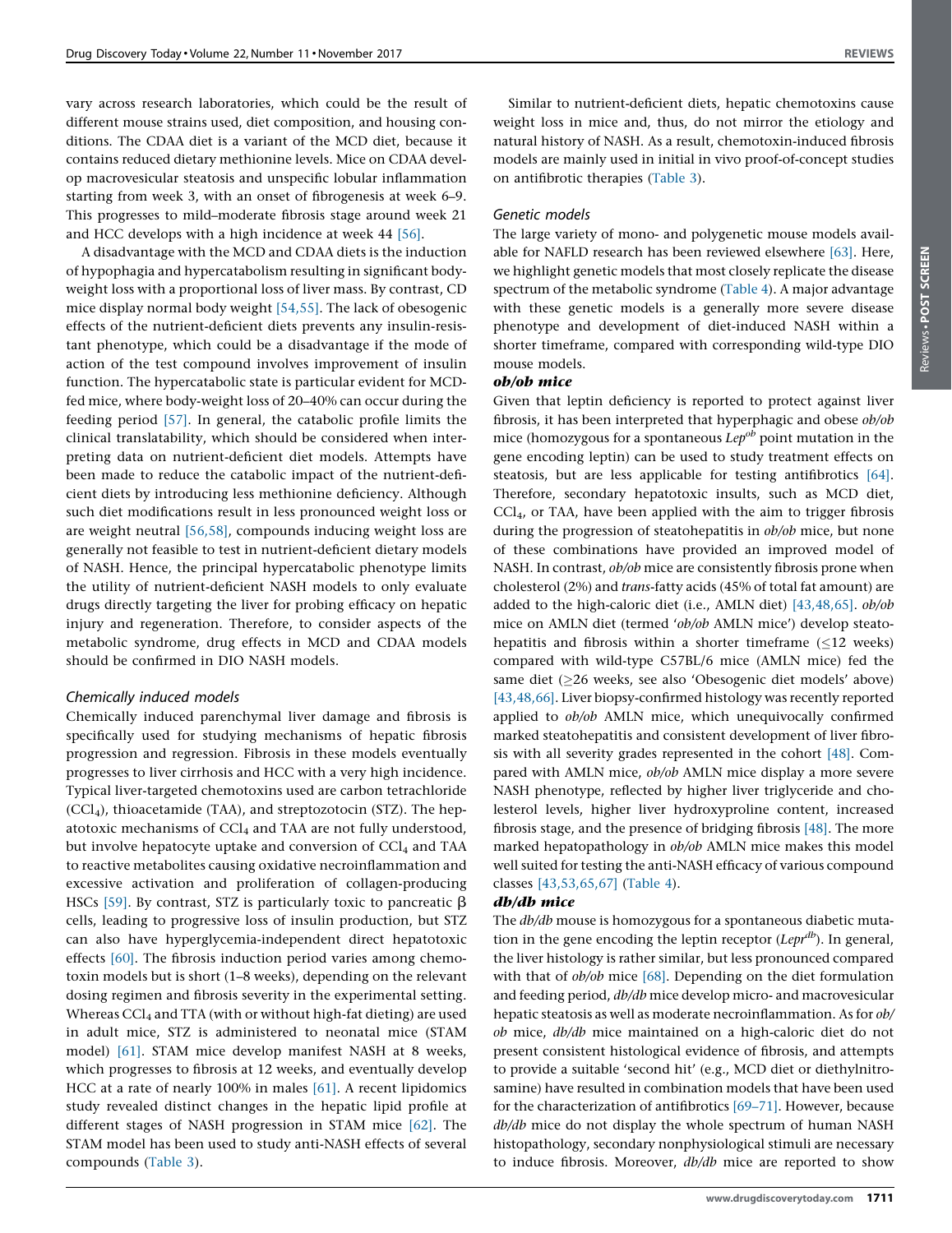vary across research laboratories, which could be the result of different mouse strains used, diet composition, and housing conditions. The CDAA diet is a variant of the MCD diet, because it contains reduced dietary methionine levels. Mice on CDAA develop macrovesicular steatosis and unspecific lobular inflammation starting from week 3, with an onset of fibrogenesis at week 6–9. This progresses to mild–moderate fibrosis stage around week 21 and HCC develops with a high incidence at week 44 [56].

A disadvantage with the MCD and CDAA diets is the induction of hypophagia and hypercatabolism resulting in significant body-weight loss with a proportional loss of liver mass. By contrast, CD mice display normal body weight [54,55]. The lack of obesogenic effects of the nutrient-deficient diets prevents any insulin-resistant phenotype, which could be a disadvantage if the mode of action of the test compound involves improvement of insulin function. The hypercatabolic state is particular evident for MCD-fed mice, where body-weight loss of 20–40% can occur during the feeding period [57]. In general, the catabolic profile limits the clinical translatability, which should be considered when interpreting data on nutrient-deficient diet models. Attempts have been made to reduce the catabolic impact of the nutrient-deficient diets by introducing less methionine deficiency. Although such diet modifications result in less pronounced weight loss or are weight neutral [56,58], compounds inducing weight loss are generally not feasible to test in nutrient-deficient dietary models of NASH. Hence, the principal hypercatabolic phenotype limits the utility of nutrient-deficient NASH models to only evaluate drugs directly targeting the liver for probing efficacy on hepatic injury and regeneration. Therefore, to consider aspects of the metabolic syndrome, drug effects in MCD and CDAA models should be confirmed in DIO NASH models.

### *Chemically induced models*

Chemically induced parenchymal liver damage and fibrosis is specifically used for studying mechanisms of hepatic fibrosis progression and regression. Fibrosis in these models eventually progresses to liver cirrhosis and HCC with a very high incidence. Typical liver-targeted chemotoxins used are carbon tetrachloride ($CCl_4$), thioacetamide (TAA), and streptozotocin (STZ). The hepatotoxic mechanisms of $CCl_4$ and TAA are not fully understood, but involve hepatocyte uptake and conversion of $CCl_4$ and TAA to reactive metabolites causing oxidative necroinflammation and excessive activation and proliferation of collagen-producing HSCs [59]. By contrast, STZ is particularly toxic to pancreatic $\beta$ cells, leading to progressive loss of insulin production, but STZ can also have hyperglycemia-independent direct hepatotoxic effects [60]. The fibrosis induction period varies among chemotoxin models but is short (1–8 weeks), depending on the relevant dosing regimen and fibrosis severity in the experimental setting. Whereas $CCl_4$ and TTA (with or without high-fat dieting) are used in adult mice, STZ is administered to neonatal mice (STAM model) [61]. STAM mice develop manifest NASH at 8 weeks, which progresses to fibrosis at 12 weeks, and eventually develop HCC at a rate of nearly 100% in males [61]. A recent lipidomics study revealed distinct changes in the hepatic lipid profile at different stages of NASH progression in STAM mice [62]. The STAM model has been used to study anti-NASH effects of several compounds (Table 3).

Similar to nutrient-deficient diets, hepatic chemotoxins cause weight loss in mice and, thus, do not mirror the etiology and natural history of NASH. As a result, chemotoxin-induced fibrosis models are mainly used in initial in vivo proof-of-concept studies on antifibrotic therapies (Table 3).

### *Genetic models*

The large variety of mono- and polygenetic mouse models available for NAFLD research has been reviewed elsewhere [63]. Here, we highlight genetic models that most closely replicate the disease spectrum of the metabolic syndrome (Table 4). A major advantage with these genetic models is a generally more severe disease phenotype and development of diet-induced NASH within a shorter timeframe, compared with corresponding wild-type DIO mouse models.

#### ***ob/ob mice***

Given that leptin deficiency is reported to protect against liver fibrosis, it has been interpreted that hyperphagic and obese *ob/ob* mice (homozygous for a spontaneous *Lep*$^{ob}$ point mutation in the gene encoding leptin) can be used to study treatment effects on steatosis, but are less applicable for testing antifibrotics [64]. Therefore, secondary hepatotoxic insults, such as MCD diet, $CCl_4$, or TAA, have been applied with the aim to trigger fibrosis during the progression of steatohepatitis in *ob/ob* mice, but none of these combinations have provided an improved model of NASH. In contrast, *ob/ob* mice are consistently fibrosis prone when cholesterol (2%) and *trans*-fatty acids (45% of total fat amount) are added to the high-caloric diet (i.e., AMLN diet) [43,48,65]. *ob/ob* mice on AMLN diet (termed '*ob/ob* AMLN mice') develop steatohepatitis and fibrosis within a shorter timeframe ($\leq$12 weeks) compared with wild-type C57BL/6 mice (AMLN mice) fed the same diet ($\geq$26 weeks, see also 'Obesogenic diet models' above) [43,48,66]. Liver biopsy-confirmed histology was recently reported applied to *ob/ob* AMLN mice, which unequivocally confirmed marked steatohepatitis and consistent development of liver fibrosis with all severity grades represented in the cohort [48]. Compared with AMLN mice, *ob/ob* AMLN mice display a more severe NASH phenotype, reflected by higher liver triglyceride and cholesterol levels, higher liver hydroxyproline content, increased fibrosis stage, and the presence of bridging fibrosis [48]. The more marked hepatopathology in *ob/ob* AMLN mice makes this model well suited for testing the anti-NASH efficacy of various compound classes [43,53,65,67] (Table 4).

#### ***db/db mice***

The *db/db* mouse is homozygous for a spontaneous diabetic mutation in the gene encoding the leptin receptor (*Lepr*$^{db}$). In general, the liver histology is rather similar, but less pronounced compared with that of *ob/ob* mice [68]. Depending on the diet formulation and feeding period, *db/db* mice develop micro- and macrovesicular hepatic steatosis as well as moderate necroinflammation. As for *ob/ob* mice, *db/db* mice maintained on a high-caloric diet do not present consistent histological evidence of fibrosis, and attempts to provide a suitable 'second hit' (e.g., MCD diet or diethylnitrosamine) have resulted in combination models that have been used for the characterization of antifibrotics [69–71]. However, because *db/db* mice do not display the whole spectrum of human NASH histopathology, secondary nonphysiological stimuli are necessary to induce fibrosis. Moreover, *db/db* mice are reported to show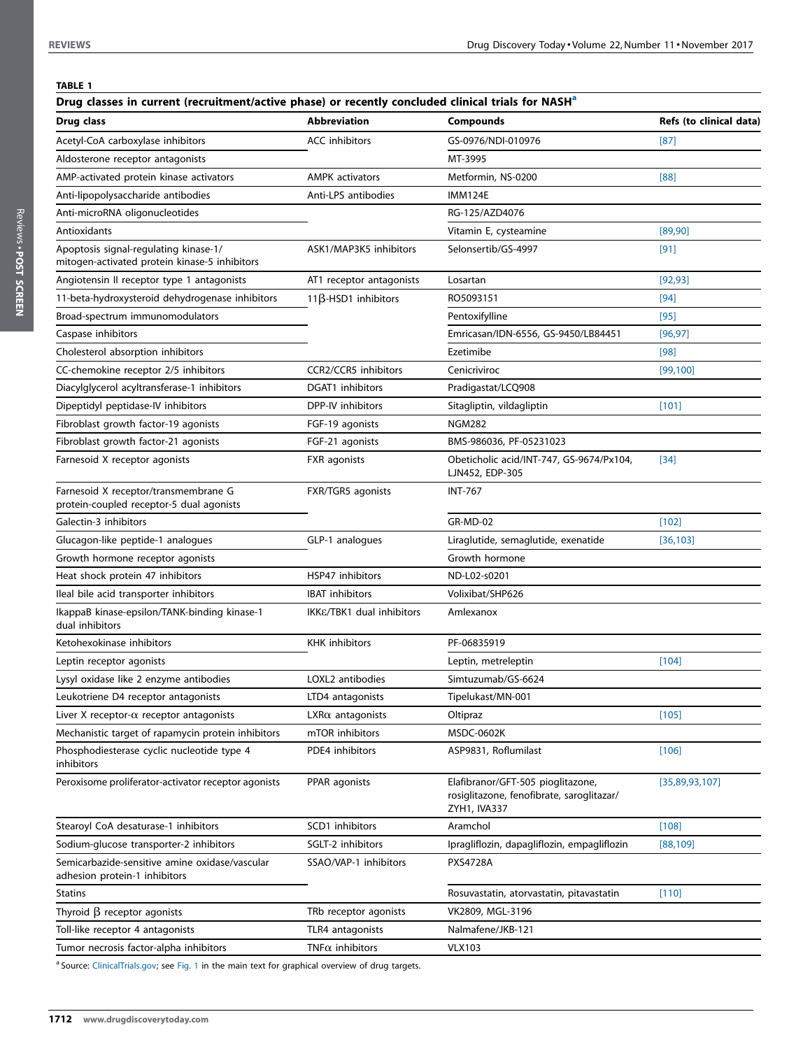**TABLE 1**

**Drug classes in current (recruitment/active phase) or recently concluded clinical trials for NASH[a]**

| Drug class | Abbreviation | Compounds | Refs (to clinical data) |
|---|---|---|---|
| Acetyl-CoA carboxylase inhibitors | ACC inhibitors | GS-0976/NDI-010976 | [87] |
| Aldosterone receptor antagonists | | MT-3995 | |
| AMP-activated protein kinase activators | AMPK activators | Metformin, NS-0200 | [88] |
| Anti-lipopolysaccharide antibodies | Anti-LPS antibodies | IMM124E | |
| Anti-microRNA oligonucleotides | | RG-125/AZD4076 | |
| Antioxidants | | Vitamin E, cysteamine | [89,90] |
| Apoptosis signal-regulating kinase-1/ mitogen-activated protein kinase-5 inhibitors | ASK1/MAP3K5 inhibitors | Selonsertib/GS-4997 | [91] |
| Angiotensin II receptor type 1 antagonists | AT1 receptor antagonists | Losartan | [92,93] |
| 11-beta-hydroxysteroid dehydrogenase inhibitors | 11β-HSD1 inhibitors | RO5093151 | [94] |
| Broad-spectrum immunomodulators | | Pentoxifylline | [95] |
| Caspase inhibitors | | Emricasan/IDN-6556, GS-9450/LB84451 | [96,97] |
| Cholesterol absorption inhibitors | | Ezetimibe | [98] |
| CC-chemokine receptor 2/5 inhibitors | CCR2/CCR5 inhibitors | Cenicriviroc | [99,100] |
| Diacylglycerol acyltransferase-1 inhibitors | DGAT1 inhibitors | Pradigastat/LCQ908 | |
| Dipeptidyl peptidase-IV inhibitors | DPP-IV inhibitors | Sitagliptin, vildagliptin | [101] |
| Fibroblast growth factor-19 agonists | FGF-19 agonists | NGM282 | |
| Fibroblast growth factor-21 agonists | FGF-21 agonists | BMS-986036, PF-05231023 | |
| Farnesoid X receptor agonists | FXR agonists | Obeticholic acid/INT-747, GS-9674/Px104, LJN452, EDP-305 | [34] |
| Farnesoid X receptor/transmembrane G protein-coupled receptor-5 dual agonists | FXR/TGR5 agonists | INT-767 | |
| Galectin-3 inhibitors | | GR-MD-02 | [102] |
| Glucagon-like peptide-1 analogues | GLP-1 analogues | Liraglutide, semaglutide, exenatide | [36,103] |
| Growth hormone receptor agonists | | Growth hormone | |
| Heat shock protein 47 inhibitors | HSP47 inhibitors | ND-L02-s0201 | |
| Ileal bile acid transporter inhibitors | IBAT inhibitors | Volixibat/SHP626 | |
| IkappaB kinase-epsilon/TANK-binding kinase-1 dual inhibitors | IKKε/TBK1 dual inhibitors | Amlexanox | |
| Ketohexokinase inhibitors | KHK inhibitors | PF-06835919 | |
| Leptin receptor agonists | | Leptin, metreleptin | [104] |
| Lysyl oxidase like 2 enzyme antibodies | LOXL2 antibodies | Simtuzumab/GS-6624 | |
| Leukotriene D4 receptor antagonists | LTD4 antagonists | Tipelukast/MN-001 | |
| Liver X receptor-α receptor antagonists | LXRα antagonists | Oltipraz | [105] |
| Mechanistic target of rapamycin protein inhibitors | mTOR inhibitors | MSDC-0602K | |
| Phosphodiesterase cyclic nucleotide type 4 inhibitors | PDE4 inhibitors | ASP9831, Roflumilast | [106] |
| Peroxisome proliferator-activator receptor agonists | PPAR agonists | Elafibranor/GFT-505 pioglitazone, rosiglitazone, fenofibrate, saroglitazar/ ZYH1, IVA337 | [35,89,93,107] |
| Stearoyl CoA desaturase-1 inhibitors | SCD1 inhibitors | Aramchol | [108] |
| Sodium-glucose transporter-2 inhibitors | SGLT-2 inhibitors | Ipragliflozin, dapagliflozin, empagliflozin | [88,109] |
| Semicarbazide-sensitive amine oxidase/vascular adhesion protein-1 inhibitors | SSAO/VAP-1 inhibitors | PXS4728A | |
| Statins | | Rosuvastatin, atorvastatin, pitavastatin | [110] |
| Thyroid β receptor agonists | TRb receptor agonists | VK2809, MGL-3196 | |
| Toll-like receptor 4 antagonists | TLR4 antagonists | Nalmafene/JKB-121 | |
| Tumor necrosis factor-alpha inhibitors | TNFα inhibitors | VLX103 | |

[a] Source: ClinicalTrials.gov; see Fig. 1 in the main text for graphical overview of drug targets.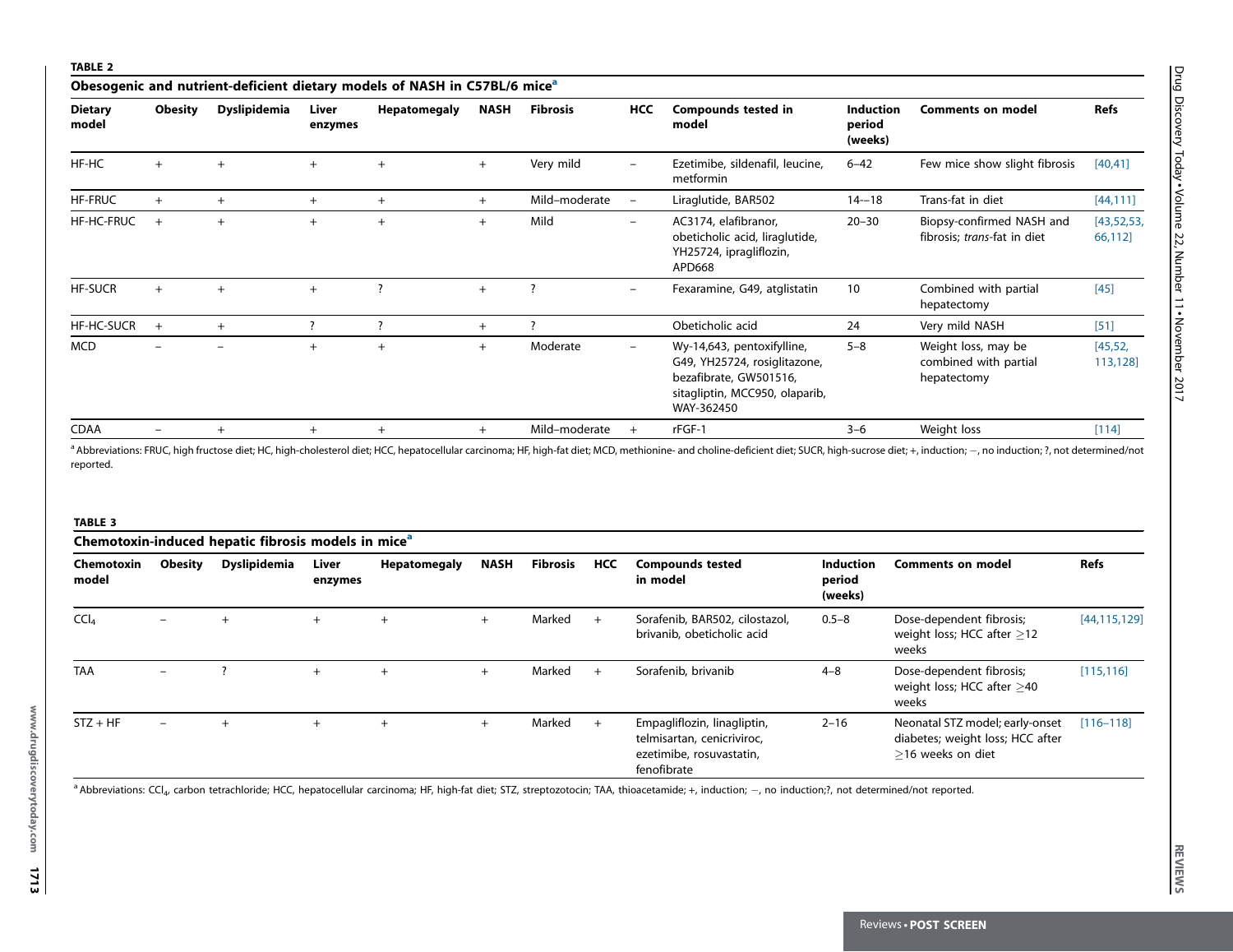**TABLE 2**

**Obesogenic and nutrient-deficient dietary models of NASH in C57BL/6 mice[a]**

| Dietary model | Obesity | Dyslipidemia | Liver enzymes | Hepatomegaly | NASH | Fibrosis | HCC | Compounds tested in model | Induction period (weeks) | Comments on model | Refs |
|---|---|---|---|---|---|---|---|---|---|---|---|
| HF-HC | + | + | + | + | + | Very mild | − | Ezetimibe, sildenafil, leucine, metformin | 6–42 | Few mice show slight fibrosis | [40,41] |
| HF-FRUC | + | + | + | + | + | Mild–moderate | − | Liraglutide, BAR502 | 14–-18 | Trans-fat in diet | [44,111] |
| HF-HC-FRUC | + | + | + | + | + | Mild | − | AC3174, elafibranor, obeticholic acid, liraglutide, YH25724, ipragliflozin, APD668 | 20–30 | Biopsy-confirmed NASH and fibrosis; *trans*-fat in diet | [43,52,53, 66,112] |
| HF-SUCR | + | + | + | ? | + | ? | − | Fexaramine, G49, atglistatin | 10 | Combined with partial hepatectomy | [45] |
| HF-HC-SUCR | + | + | ? | ? | + | ? | | Obeticholic acid | 24 | Very mild NASH | [51] |
| MCD | − | − | + | + | + | Moderate | − | Wy-14,643, pentoxifylline, G49, YH25724, rosiglitazone, bezafibrate, GW501516, sitagliptin, MCC950, olaparib, WAY-362450 | 5–8 | Weight loss, may be combined with partial hepatectomy | [45,52, 113,128] |
| CDAA | − | + | + | + | + | Mild–moderate | + | rFGF-1 | 3–6 | Weight loss | [114] |

[a] Abbreviations: FRUC, high fructose diet; HC, high-cholesterol diet; HCC, hepatocellular carcinoma; HF, high-fat diet; MCD, methionine- and choline-deficient diet; SUCR, high-sucrose diet; +, induction; −, no induction; ?, not determined/not reported.

**TABLE 3**

**Chemotoxin-induced hepatic fibrosis models in mice[a]**

| Chemotoxin model | Obesity | Dyslipidemia | Liver enzymes | Hepatomegaly | NASH | Fibrosis | HCC | Compounds tested in model | Induction period (weeks) | Comments on model | Refs |
|---|---|---|---|---|---|---|---|---|---|---|---|
| $CCl_4$ | − | + | + | + | + | Marked | + | Sorafenib, BAR502, cilostazol, brivanib, obeticholic acid | 0.5–8 | Dose-dependent fibrosis; weight loss; HCC after ≥12 weeks | [44,115,129] |
| TAA | − | ? | + | + | + | Marked | + | Sorafenib, brivanib | 4–8 | Dose-dependent fibrosis; weight loss; HCC after ≥40 weeks | [115,116] |
| STZ + HF | − | + | + | + | + | Marked | + | Empagliflozin, linagliptin, telmisartan, cenicriviroc, ezetimibe, rosuvastatin, fenofibrate | 2–16 | Neonatal STZ model; early-onset diabetes; weight loss; HCC after ≥16 weeks on diet | [116–118] |

[a] Abbreviations: $CCl_4$, carbon tetrachloride; HCC, hepatocellular carcinoma; HF, high-fat diet; STZ, streptozotocin; TAA, thioacetamide; +, induction; −, no induction;?, not determined/not reported.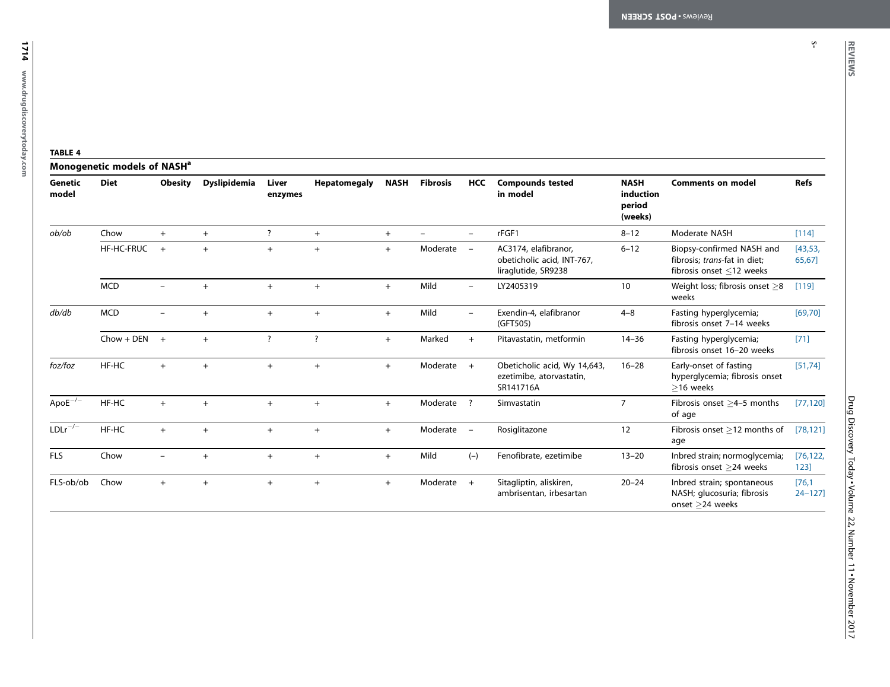**TABLE 4**

**Monogenetic models of NASH[a]**

| Genetic model | Diet | Obesity | Dyslipidemia | Liver enzymes | Hepatomegaly | NASH | Fibrosis | HCC | Compounds tested in model | NASH induction period (weeks) | Comments on model | Refs |
|---|---|---|---|---|---|---|---|---|---|---|---|---|
| *ob/ob* | Chow | + | + | ? | + | + | – | – | rFGF1 | 8–12 | Moderate NASH | [114] |
| | HF-HC-FRUC | + | + | + | + | + | Moderate | – | AC3174, elafibranor, obeticholic acid, INT-767, liraglutide, SR9238 | 6–12 | Biopsy-confirmed NASH and fibrosis; *trans*-fat in diet; fibrosis onset ≤12 weeks | [43,53,65,67] |
| | MCD | – | + | + | + | + | Mild | – | LY2405319 | 10 | Weight loss; fibrosis onset ≥8 weeks | [119] |
| *db/db* | MCD | – | + | + | + | + | Mild | – | Exendin-4, elafibranor (GFT505) | 4–8 | Fasting hyperglycemia; fibrosis onset 7–14 weeks | [69,70] |
| | Chow + DEN | + | + | ? | ? | + | Marked | + | Pitavastatin, metformin | 14–36 | Fasting hyperglycemia; fibrosis onset 16–20 weeks | [71] |
| *foz/foz* | HF-HC | + | + | + | + | + | Moderate | + | Obeticholic acid, Wy 14,643, ezetimibe, atorvastatin, SR141716A | 16–28 | Early-onset of fasting hyperglycemia; fibrosis onset ≥16 weeks | [51,74] |
| $ApoE^{-/-}$ | HF-HC | + | + | + | + | + | Moderate | ? | Simvastatin | 7 | Fibrosis onset ≥4–5 months of age | [77,120] |
| $LDLr^{-/-}$ | HF-HC | + | + | + | + | + | Moderate | – | Rosiglitazone | 12 | Fibrosis onset ≥12 months of age | [78,121] |
| FLS | Chow | – | + | + | + | + | Mild | (–) | Fenofibrate, ezetimibe | 13–20 | Inbred strain; normoglycemia; fibrosis onset ≥24 weeks | [76,122,123] |
| FLS-ob/ob | Chow | + | + | + | + | + | Moderate | + | Sitagliptin, aliskiren, ambrisentan, irbesartan | 20–24 | Inbred strain; spontaneous NASH; glucosuria; fibrosis onset ≥24 weeks | [76,124–127] |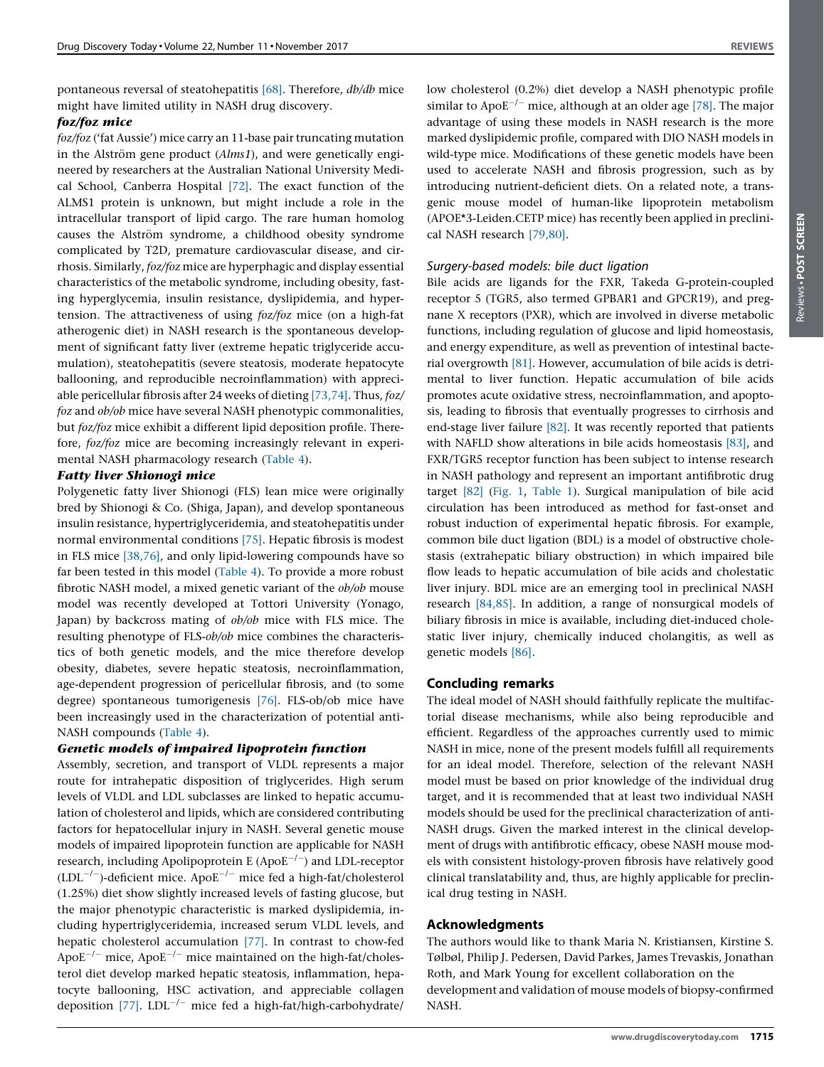pontaneous reversal of steatohepatitis [68]. Therefore, *db/db* mice might have limited utility in NASH drug discovery.

#### *foz/foz mice*

*foz/foz* ('fat Aussie') mice carry an 11-base pair truncating mutation in the Alström gene product (*Alms1*), and were genetically engineered by researchers at the Australian National University Medical School, Canberra Hospital [72]. The exact function of the ALMS1 protein is unknown, but might include a role in the intracellular transport of lipid cargo. The rare human homolog causes the Alström syndrome, a childhood obesity syndrome complicated by T2D, premature cardiovascular disease, and cirrhosis. Similarly, *foz/foz* mice are hyperphagic and display essential characteristics of the metabolic syndrome, including obesity, fasting hyperglycemia, insulin resistance, dyslipidemia, and hypertension. The attractiveness of using *foz/foz* mice (on a high-fat atherogenic diet) in NASH research is the spontaneous development of significant fatty liver (extreme hepatic triglyceride accumulation), steatohepatitis (severe steatosis, moderate hepatocyte ballooning, and reproducible necroinflammation) with appreciable pericellular fibrosis after 24 weeks of dieting [73,74]. Thus, *foz/foz* and *ob/ob* mice have several NASH phenotypic commonalities, but *foz/foz* mice exhibit a different lipid deposition profile. Therefore, *foz/foz* mice are becoming increasingly relevant in experimental NASH pharmacology research (Table 4).

#### *Fatty liver Shionogi mice*

Polygenetic fatty liver Shionogi (FLS) lean mice were originally bred by Shionogi & Co. (Shiga, Japan), and develop spontaneous insulin resistance, hypertriglyceridemia, and steatohepatitis under normal environmental conditions [75]. Hepatic fibrosis is modest in FLS mice [38,76], and only lipid-lowering compounds have so far been tested in this model (Table 4). To provide a more robust fibrotic NASH model, a mixed genetic variant of the *ob/ob* mouse model was recently developed at Tottori University (Yonago, Japan) by backcross mating of *ob/ob* mice with FLS mice. The resulting phenotype of FLS-*ob/ob* mice combines the characteristics of both genetic models, and the mice therefore develop obesity, diabetes, severe hepatic steatosis, necroinflammation, age-dependent progression of pericellular fibrosis, and (to some degree) spontaneous tumorigenesis [76]. FLS-ob/ob mice have been increasingly used in the characterization of potential anti-NASH compounds (Table 4).

#### *Genetic models of impaired lipoprotein function*

Assembly, secretion, and transport of VLDL represents a major route for intrahepatic disposition of triglycerides. High serum levels of VLDL and LDL subclasses are linked to hepatic accumulation of cholesterol and lipids, which are considered contributing factors for hepatocellular injury in NASH. Several genetic mouse models of impaired lipoprotein function are applicable for NASH research, including Apolipoprotein E ($ApoE^{-/-}$) and LDL-receptor ($LDL^{-/-}$)-deficient mice. $ApoE^{-/-}$ mice fed a high-fat/cholesterol (1.25%) diet show slightly increased levels of fasting glucose, but the major phenotypic characteristic is marked dyslipidemia, including hypertriglyceridemia, increased serum VLDL levels, and hepatic cholesterol accumulation [77]. In contrast to chow-fed $ApoE^{-/-}$ mice, $ApoE^{-/-}$ mice maintained on the high-fat/cholesterol diet develop marked hepatic steatosis, inflammation, hepatocyte ballooning, HSC activation, and appreciable collagen deposition [77]. $LDL^{-/-}$ mice fed a high-fat/high-carbohydrate/low cholesterol (0.2%) diet develop a NASH phenotypic profile similar to $ApoE^{-/-}$ mice, although at an older age [78]. The major advantage of using these models in NASH research is the more marked dyslipidemic profile, compared with DIO NASH models in wild-type mice. Modifications of these genetic models have been used to accelerate NASH and fibrosis progression, such as by introducing nutrient-deficient diets. On a related note, a transgenic mouse model of human-like lipoprotein metabolism (APOE*3-Leiden.CETP mice) has recently been applied in preclinical NASH research [79,80].

### *Surgery-based models: bile duct ligation*

Bile acids are ligands for the FXR, Takeda G-protein-coupled receptor 5 (TGR5, also termed GPBAR1 and GPCR19), and pregnane X receptors (PXR), which are involved in diverse metabolic functions, including regulation of glucose and lipid homeostasis, and energy expenditure, as well as prevention of intestinal bacterial overgrowth [81]. However, accumulation of bile acids is detrimental to liver function. Hepatic accumulation of bile acids promotes acute oxidative stress, necroinflammation, and apoptosis, leading to fibrosis that eventually progresses to cirrhosis and end-stage liver failure [82]. It was recently reported that patients with NAFLD show alterations in bile acids homeostasis [83], and FXR/TGR5 receptor function has been subject to intense research in NASH pathology and represent an important antifibrotic drug target [82] (Fig. 1, Table 1). Surgical manipulation of bile acid circulation has been introduced as method for fast-onset and robust induction of experimental hepatic fibrosis. For example, common bile duct ligation (BDL) is a model of obstructive cholestasis (extrahepatic biliary obstruction) in which impaired bile flow leads to hepatic accumulation of bile acids and cholestatic liver injury. BDL mice are an emerging tool in preclinical NASH research [84,85]. In addition, a range of nonsurgical models of biliary fibrosis in mice is available, including diet-induced cholestatic liver injury, chemically induced cholangitis, as well as genetic models [86].

## Concluding remarks

The ideal model of NASH should faithfully replicate the multifactorial disease mechanisms, while also being reproducible and efficient. Regardless of the approaches currently used to mimic NASH in mice, none of the present models fulfill all requirements for an ideal model. Therefore, selection of the relevant NASH model must be based on prior knowledge of the individual drug target, and it is recommended that at least two individual NASH models should be used for the preclinical characterization of anti-NASH drugs. Given the marked interest in the clinical development of drugs with antifibrotic efficacy, obese NASH mouse models with consistent histology-proven fibrosis have relatively good clinical translatability and, thus, are highly applicable for preclinical drug testing in NASH.

## Acknowledgments

The authors would like to thank Maria N. Kristiansen, Kirstine S. Tølbøl, Philip J. Pedersen, David Parkes, James Trevaskis, Jonathan Roth, and Mark Young for excellent collaboration on the development and validation of mouse models of biopsy-confirmed NASH.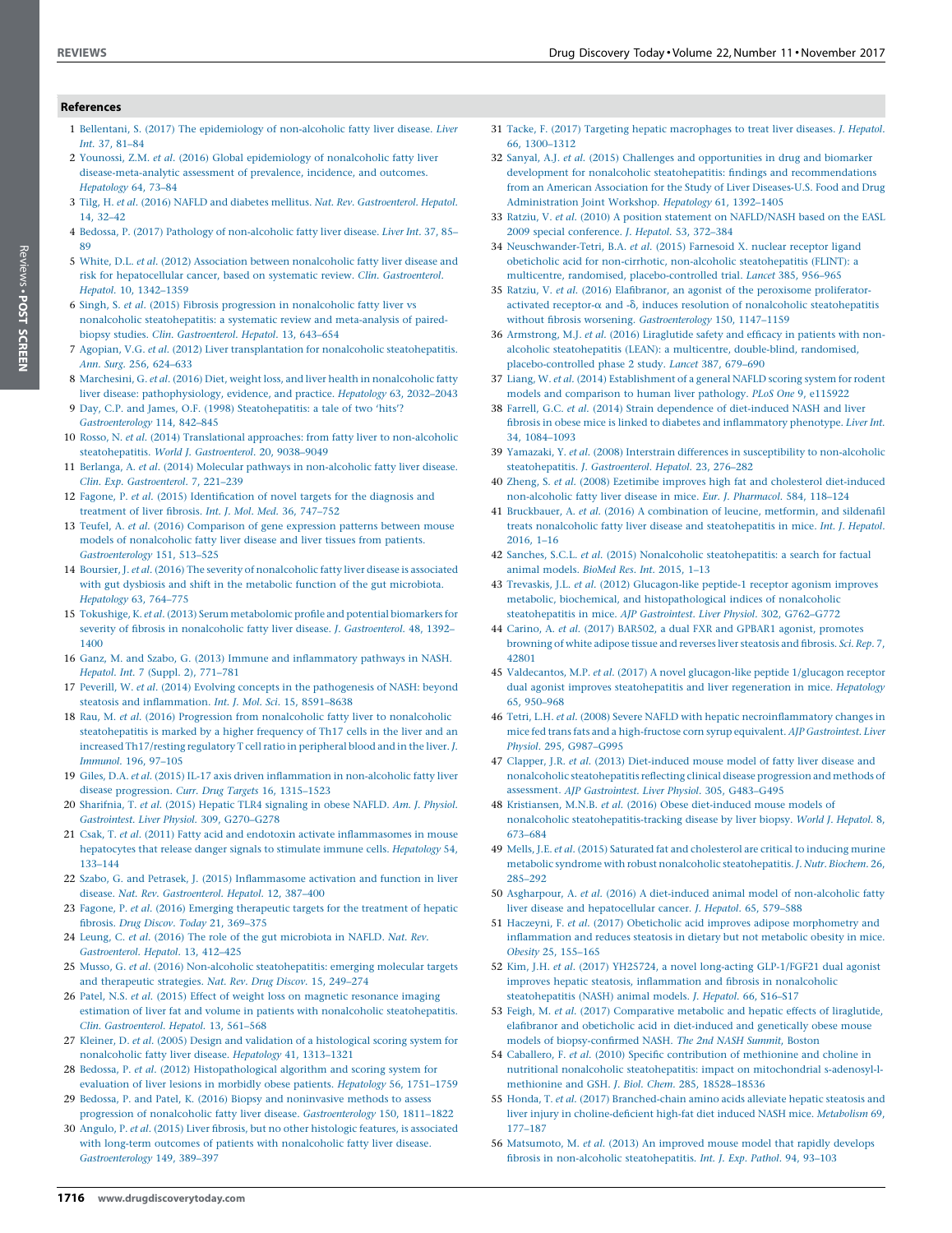## References

1 Bellentani, S. (2017) The epidemiology of non-alcoholic fatty liver disease. *Liver Int.* 37, 81–84

2 Younossi, Z.M. *et al.* (2016) Global epidemiology of nonalcoholic fatty liver disease-meta-analytic assessment of prevalence, incidence, and outcomes. *Hepatology* 64, 73–84

3 Tilg, H. *et al.* (2016) NAFLD and diabetes mellitus. *Nat. Rev. Gastroenterol. Hepatol.* 14, 32–42

4 Bedossa, P. (2017) Pathology of non-alcoholic fatty liver disease. *Liver Int.* 37, 85–89

5 White, D.L. *et al.* (2012) Association between nonalcoholic fatty liver disease and risk for hepatocellular cancer, based on systematic review. *Clin. Gastroenterol. Hepatol.* 10, 1342–1359

6 Singh, S. *et al.* (2015) Fibrosis progression in nonalcoholic fatty liver vs nonalcoholic steatohepatitis: a systematic review and meta-analysis of paired-biopsy studies. *Clin. Gastroenterol. Hepatol.* 13, 643–654

7 Agopian, V.G. *et al.* (2012) Liver transplantation for nonalcoholic steatohepatitis. *Ann. Surg.* 256, 624–633

8 Marchesini, G. *et al.* (2016) Diet, weight loss, and liver health in nonalcoholic fatty liver disease: pathophysiology, evidence, and practice. *Hepatology* 63, 2032–2043

9 Day, C.P. and James, O.F. (1998) Steatohepatitis: a tale of two 'hits'? *Gastroenterology* 114, 842–845

10 Rosso, N. *et al.* (2014) Translational approaches: from fatty liver to non-alcoholic steatohepatitis. *World J. Gastroenterol.* 20, 9038–9049

11 Berlanga, A. *et al.* (2014) Molecular pathways in non-alcoholic fatty liver disease. *Clin. Exp. Gastroenterol.* 7, 221–239

12 Fagone, P. *et al.* (2015) Identification of novel targets for the diagnosis and treatment of liver fibrosis. *Int. J. Mol. Med.* 36, 747–752

13 Teufel, A. *et al.* (2016) Comparison of gene expression patterns between mouse models of nonalcoholic fatty liver disease and liver tissues from patients. *Gastroenterology* 151, 513–525

14 Boursier, J. *et al.* (2016) The severity of nonalcoholic fatty liver disease is associated with gut dysbiosis and shift in the metabolic function of the gut microbiota. *Hepatology* 63, 764–775

15 Tokushige, K. *et al.* (2013) Serum metabolomic profile and potential biomarkers for severity of fibrosis in nonalcoholic fatty liver disease. *J. Gastroenterol.* 48, 1392–1400

16 Ganz, M. and Szabo, G. (2013) Immune and inflammatory pathways in NASH. *Hepatol. Int.* 7 (Suppl. 2), 771–781

17 Peverill, W. *et al.* (2014) Evolving concepts in the pathogenesis of NASH: beyond steatosis and inflammation. *Int. J. Mol. Sci.* 15, 8591–8638

18 Rau, M. *et al.* (2016) Progression from nonalcoholic fatty liver to nonalcoholic steatohepatitis is marked by a higher frequency of Th17 cells in the liver and an increased Th17/resting regulatory T cell ratio in peripheral blood and in the liver. *J. Immunol.* 196, 97–105

19 Giles, D.A. *et al.* (2015) IL-17 axis driven inflammation in non-alcoholic fatty liver disease progression. *Curr. Drug Targets* 16, 1315–1523

20 Sharifnia, T. *et al.* (2015) Hepatic TLR4 signaling in obese NAFLD. *Am. J. Physiol. Gastrointest. Liver Physiol.* 309, G270–G278

21 Csak, T. *et al.* (2011) Fatty acid and endotoxin activate inflammasomes in mouse hepatocytes that release danger signals to stimulate immune cells. *Hepatology* 54, 133–144

22 Szabo, G. and Petrasek, J. (2015) Inflammasome activation and function in liver disease. *Nat. Rev. Gastroenterol. Hepatol.* 12, 387–400

23 Fagone, P. *et al.* (2016) Emerging therapeutic targets for the treatment of hepatic fibrosis. *Drug Discov. Today* 21, 369–375

24 Leung, C. *et al.* (2016) The role of the gut microbiota in NAFLD. *Nat. Rev. Gastroenterol. Hepatol.* 13, 412–425

25 Musso, G. *et al.* (2016) Non-alcoholic steatohepatitis: emerging molecular targets and therapeutic strategies. *Nat. Rev. Drug Discov.* 15, 249–274

26 Patel, N.S. *et al.* (2015) Effect of weight loss on magnetic resonance imaging estimation of liver fat and volume in patients with nonalcoholic steatohepatitis. *Clin. Gastroenterol. Hepatol.* 13, 561–568

27 Kleiner, D. *et al.* (2005) Design and validation of a histological scoring system for nonalcoholic fatty liver disease. *Hepatology* 41, 1313–1321

28 Bedossa, P. *et al.* (2012) Histopathological algorithm and scoring system for evaluation of liver lesions in morbidly obese patients. *Hepatology* 56, 1751–1759

29 Bedossa, P. and Patel, K. (2016) Biopsy and noninvasive methods to assess progression of nonalcoholic fatty liver disease. *Gastroenterology* 150, 1811–1822

30 Angulo, P. *et al.* (2015) Liver fibrosis, but no other histologic features, is associated with long-term outcomes of patients with nonalcoholic fatty liver disease. *Gastroenterology* 149, 389–397

31 Tacke, F. (2017) Targeting hepatic macrophages to treat liver diseases. *J. Hepatol.* 66, 1300–1312

32 Sanyal, A.J. *et al.* (2015) Challenges and opportunities in drug and biomarker development for nonalcoholic steatohepatitis: findings and recommendations from an American Association for the Study of Liver Diseases-U.S. Food and Drug Administration Joint Workshop. *Hepatology* 61, 1392–1405

33 Ratziu, V. *et al.* (2010) A position statement on NAFLD/NASH based on the EASL 2009 special conference. *J. Hepatol.* 53, 372–384

34 Neuschwander-Tetri, B.A. *et al.* (2015) Farnesoid X. nuclear receptor ligand obeticholic acid for non-cirrhotic, non-alcoholic steatohepatitis (FLINT): a multicentre, randomised, placebo-controlled trial. *Lancet* 385, 956–965

35 Ratziu, V. *et al.* (2016) Elafibranor, an agonist of the peroxisome proliferator-activated receptor-α and -δ, induces resolution of nonalcoholic steatohepatitis without fibrosis worsening. *Gastroenterology* 150, 1147–1159

36 Armstrong, M.J. *et al.* (2016) Liraglutide safety and efficacy in patients with non-alcoholic steatohepatitis (LEAN): a multicentre, double-blind, randomised, placebo-controlled phase 2 study. *Lancet* 387, 679–690

37 Liang, W. *et al.* (2014) Establishment of a general NAFLD scoring system for rodent models and comparison to human liver pathology. *PLoS One* 9, e115922

38 Farrell, G.C. *et al.* (2014) Strain dependence of diet-induced NASH and liver fibrosis in obese mice is linked to diabetes and inflammatory phenotype. *Liver Int.* 34, 1084–1093

39 Yamazaki, Y. *et al.* (2008) Interstrain differences in susceptibility to non-alcoholic steatohepatitis. *J. Gastroenterol. Hepatol.* 23, 276–282

40 Zheng, S. *et al.* (2008) Ezetimibe improves high fat and cholesterol diet-induced non-alcoholic fatty liver disease in mice. *Eur. J. Pharmacol.* 584, 118–124

41 Bruckbauer, A. *et al.* (2016) A combination of leucine, metformin, and sildenafil treats nonalcoholic fatty liver disease and steatohepatitis in mice. *Int. J. Hepatol.* 2016, 1–16

42 Sanches, S.C.L. *et al.* (2015) Nonalcoholic steatohepatitis: a search for factual animal models. *BioMed Res. Int.* 2015, 1–13

43 Trevaskis, J.L. *et al.* (2012) Glucagon-like peptide-1 receptor agonism improves metabolic, biochemical, and histopathological indices of nonalcoholic steatohepatitis in mice. *AJP Gastrointest. Liver Physiol.* 302, G762–G772

44 Carino, A. *et al.* (2017) BAR502, a dual FXR and GPBAR1 agonist, promotes browning of white adipose tissue and reverses liver steatosis and fibrosis. *Sci. Rep.* 7, 42801

45 Valdecantos, M.P. *et al.* (2017) A novel glucagon-like peptide 1/glucagon receptor dual agonist improves steatohepatitis and liver regeneration in mice. *Hepatology* 65, 950–968

46 Tetri, L.H. *et al.* (2008) Severe NAFLD with hepatic necroinflammatory changes in mice fed trans fats and a high-fructose corn syrup equivalent. *AJP Gastrointest. Liver Physiol.* 295, G987–G995

47 Clapper, J.R. *et al.* (2013) Diet-induced mouse model of fatty liver disease and nonalcoholic steatohepatitis reflecting clinical disease progression and methods of assessment. *AJP Gastrointest. Liver Physiol.* 305, G483–G495

48 Kristiansen, M.N.B. *et al.* (2016) Obese diet-induced mouse models of nonalcoholic steatohepatitis-tracking disease by liver biopsy. *World J. Hepatol.* 8, 673–684

49 Mells, J.E. *et al.* (2015) Saturated fat and cholesterol are critical to inducing murine metabolic syndrome with robust nonalcoholic steatohepatitis. *J. Nutr. Biochem.* 26, 285–292

50 Asgharpour, A. *et al.* (2016) A diet-induced animal model of non-alcoholic fatty liver disease and hepatocellular cancer. *J. Hepatol.* 65, 579–588

51 Haczeyni, F. *et al.* (2017) Obeticholic acid improves adipose morphometry and inflammation and reduces steatosis in dietary but not metabolic obesity in mice. *Obesity* 25, 155–165

52 Kim, J.H. *et al.* (2017) YH25724, a novel long-acting GLP-1/FGF21 dual agonist improves hepatic steatosis, inflammation and fibrosis in nonalcoholic steatohepatitis (NASH) animal models. *J. Hepatol.* 66, S16–S17

53 Feigh, M. *et al.* (2017) Comparative metabolic and hepatic effects of liraglutide, elafibranor and obeticholic acid in diet-induced and genetically obese mouse models of biopsy-confirmed NASH. *The 2nd NASH Summit*, Boston

54 Caballero, F. *et al.* (2010) Specific contribution of methionine and choline in nutritional nonalcoholic steatohepatitis: impact on mitochondrial s-adenosyl-l-methionine and GSH. *J. Biol. Chem.* 285, 18528–18536

55 Honda, T. *et al.* (2017) Branched-chain amino acids alleviate hepatic steatosis and liver injury in choline-deficient high-fat diet induced NASH mice. *Metabolism* 69, 177–187

56 Matsumoto, M. *et al.* (2013) An improved mouse model that rapidly develops fibrosis in non-alcoholic steatohepatitis. *Int. J. Exp. Pathol.* 94, 93–103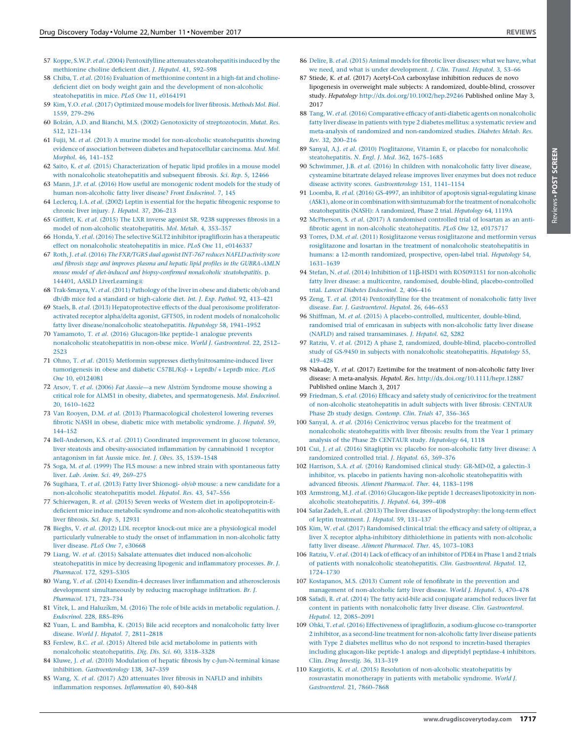57 Koppe, S.W.P. *et al*. (2004) Pentoxifylline attenuates steatohepatitis induced by the methionine choline deficient diet. *J. Hepatol.* 41, 592–598

58 Chiba, T. *et al*. (2016) Evaluation of methionine content in a high-fat and choline-deficient diet on body weight gain and the development of non-alcoholic steatohepatitis in mice. *PLoS One* 11, e0164191

59 Kim, Y.O. *et al*. (2017) Optimized mouse models for liver fibrosis. *Methods Mol. Biol.* 1559, 279–296

60 Bolzán, A.D. and Bianchi, M.S. (2002) Genotoxicity of streptozotocin. *Mutat. Res.* 512, 121–134

61 Fujii, M. *et al*. (2013) A murine model for non-alcoholic steatohepatitis showing evidence of association between diabetes and hepatocellular carcinoma. *Med. Mol. Morphol.* 46, 141–152

62 Saito, K. *et al*. (2015) Characterization of hepatic lipid profiles in a mouse model with nonalcoholic steatohepatitis and subsequent fibrosis. *Sci. Rep.* 5, 12466

63 Mann, J.P. *et al*. (2016) How useful are monogenic rodent models for the study of human non-alcoholic fatty liver disease? *Front Endocrinol.* 7, 145

64 Leclercq, I.A. *et al*. (2002) Leptin is essential for the hepatic fibrogenic response to chronic liver injury. *J. Hepatol.* 37, 206–213

65 Griffett, K. *et al*. (2015) The LXR inverse agonist SR. 9238 suppresses fibrosis in a model of non-alcoholic steatohepatitis. *Mol. Metab.* 4, 353–357

66 Honda, Y. *et al*. (2016) The selective SGLT2 inhibitor ipragliflozin has a therapeutic effect on nonalcoholic steatohepatitis in mice. *PLoS One* 11, e0146337

67 Roth, J. *et al*. (2016) *The FXR/TGR5 dual agonist INT-767 reduces NAFLD activity score and fibrosis stage and improves plasma and hepatic lipid profiles in the GUBRA-AMLN mouse model of diet-induced and biopsy-confirmed nonalcoholic steatohepatitis*. p. 144401, AASLD LiverLearning®

68 Trak-Smayra, V. *et al*. (2011) Pathology of the liver in obese and diabetic ob/ob and db/db mice fed a standard or high-calorie diet. *Int. J. Exp. Pathol.* 92, 413–421

69 Staels, B. *et al*. (2013) Hepatoprotective effects of the dual peroxisome proliferator-activated receptor alpha/delta agonist, GFT505, in rodent models of nonalcoholic fatty liver disease/nonalcoholic steatohepatitis. *Hepatology* 58, 1941–1952

70 Yamamoto, T. *et al*. (2016) Glucagon-like peptide-1 analogue prevents nonalcoholic steatohepatitis in non-obese mice. *World J. Gastroenterol.* 22, 2512–2523

71 Ohno, T. *et al*. (2015) Metformin suppresses diethylnitrosamine-induced liver tumorigenesis in obese and diabetic C57BL/KsJ- + Leprdb/ + Leprdb mice. *PLoS One* 10, e0124081

72 Arsov, T. *et al*. (2006) *Fat Aussie*—a new Alström Syndrome mouse showing a critical role for ALMS1 in obesity, diabetes, and spermatogenesis. *Mol. Endocrinol.* 20, 1610–1622

73 Van Rooyen, D.M. *et al*. (2013) Pharmacological cholesterol lowering reverses fibrotic NASH in obese, diabetic mice with metabolic syndrome. *J. Hepatol.* 59, 144–152

74 Bell-Anderson, K.S. *et al*. (2011) Coordinated improvement in glucose tolerance, liver steatosis and obesity-associated inflammation by cannabinoid 1 receptor antagonism in fat Aussie mice. *Int. J. Obes.* 35, 1539–1548

75 Soga, M. *et al*. (1999) The FLS mouse: a new inbred strain with spontaneous fatty liver. *Lab. Anim. Sci.* 49, 269–275

76 Sugihara, T. *et al*. (2013) Fatty liver Shionogi- *ob/ob* mouse: a new candidate for a non-alcoholic steatohepatitis model. *Hepatol. Res.* 43, 547–556

77 Schierwagen, R. *et al*. (2015) Seven weeks of Western diet in apolipoprotein-E-deficient mice induce metabolic syndrome and non-alcoholic steatohepatitis with liver fibrosis. *Sci. Rep.* 5, 12931

78 Bieghs, V. *et al*. (2012) LDL receptor knock-out mice are a physiological model particularly vulnerable to study the onset of inflammation in non-alcoholic fatty liver disease. *PLoS One* 7, e30668

79 Liang, W. *et al*. (2015) Salsalate attenuates diet induced non-alcoholic steatohepatitis in mice by decreasing lipogenic and inflammatory processes. *Br. J. Pharmacol.* 172, 5293–5305

80 Wang, Y. *et al*. (2014) Exendin-4 decreases liver inflammation and atherosclerosis development simultaneously by reducing macrophage infiltration. *Br. J. Pharmacol.* 171, 723–734

81 Vítek, L. and Haluzíkm, M. (2016) The role of bile acids in metabolic regulation. *J. Endocrinol.* 228, R85–R96

82 Yuan, L. and Bambha, K. (2015) Bile acid receptors and nonalcoholic fatty liver disease. *World J. Hepatol.* 7, 2811–2818

83 Ferslew, B.C. *et al*. (2015) Altered bile acid metabolome in patients with nonalcoholic steatohepatitis. *Dig. Dis. Sci.* 60, 3318–3328

84 Kluwe, J. *et al*. (2010) Modulation of hepatic fibrosis by c-Jun-N-terminal kinase inhibition. *Gastroenterology* 138, 347–359

85 Wang, X. *et al*. (2017) A20 attenuates liver fibrosis in NAFLD and inhibits inflammation responses. *Inflammation* 40, 840–848

86 Delire, B. *et al*. (2015) Animal models for fibrotic liver diseases: what we have, what we need, and what is under development. *J. Clin. Transl. Hepatol.* 3, 53–66

87 Stiede, K. *et al.* (2017) Acetyl-CoA carboxylase inhibition reduces de novo lipogenesis in overweight male subjects: A randomized, double-blind, crossover study. *Hepatology* http://dx.doi.org/10.1002/hep.29246 Published online May 3, 2017

88 Tang, W. *et al*. (2016) Comparative efficacy of anti-diabetic agents on nonalcoholic fatty liver disease in patients with type 2 diabetes mellitus: a systematic review and meta-analysis of randomized and non-randomized studies. *Diabetes Metab. Res. Rev.* 32, 200–216

89 Sanyal, A.J. *et al*. (2010) Pioglitazone, Vitamin E, or placebo for nonalcoholic steatohepatitis. *N. Engl. J. Med.* 362, 1675–1685

90 Schwimmer, J.B. *et al*. (2016) In children with nonalcoholic fatty liver disease, cysteamine bitartrate delayed release improves liver enzymes but does not reduce disease activity scores. *Gastroenterology* 151, 1141–1154

91 Loomba, R. *et al*. (2016) GS-4997, an inhibitor of apoptosis signal-regulating kinase (ASK1), alone or in combination with simtuzumab for the treatment of nonalcoholic steatohepatitis (NASH): A randomized, Phase 2 trial. *Hepatology* 64, 1119A

92 McPherson, S. *et al*. (2017) A randomised controlled trial of losartan as an anti-fibrotic agent in non-alcoholic steatohepatitis. *PLoS One* 12, e0175717

93 Torres, D.M. *et al*. (2011) Rosiglitazone versus rosiglitazone and metformin versus rosiglitazone and losartan in the treatment of nonalcoholic steatohepatitis in humans: a 12-month randomized, prospective, open-label trial. *Hepatology* 54, 1631–1639

94 Stefan, N. *et al*. (2014) Inhibition of 11β-HSD1 with RO5093151 for non-alcoholic fatty liver disease: a multicentre, randomised, double-blind, placebo-controlled trial. *Lancet Diabetes Endocrinol.* 2, 406–416

95 Zeng, T. *et al*. (2014) Pentoxifylline for the treatment of nonalcoholic fatty liver disease. *Eur. J. Gastroenterol. Hepatol.* 26, 646–653

96 Shiffman, M. *et al*. (2015) A placebo-controlled, multicenter, double-blind, randomised trial of emricasan in subjects with non-alcoholic fatty liver disease (NAFLD) and raised transaminases. *J. Hepatol.* 62, S282

97 Ratziu, V. *et al*. (2012) A phase 2, randomized, double-blind, placebo-controlled study of GS-9450 in subjects with nonalcoholic steatohepatitis. *Hepatology* 55, 419–428

98 Nakade, Y. *et al.* (2017) Ezetimibe for the treatment of non-alcoholic fatty liver disease: A meta-analysis. *Hepatol. Res.* http://dx.doi.org/10.1111/hepr.12887 Published online March 3, 2017

99 Friedman, S. *et al*. (2016) Efficacy and safety study of cenicriviroc for the treatment of non-alcoholic steatohepatitis in adult subjects with liver fibrosis: CENTAUR Phase 2b study design. *Contemp. Clin. Trials* 47, 356–365

100 Sanyal, A. *et al*. (2016) Cenicriviroc versus placebo for the treatment of nonalcoholic steatohepatitis with liver fibrosis: results from the Year 1 primary analysis of the Phase 2b CENTAUR study. *Hepatology* 64, 1118

101 Cui, J. *et al*. (2016) Sitagliptin vs: placebo for non-alcoholic fatty liver disease: A randomized controlled trial. *J. Hepatol.* 65, 369–376

102 Harrison, S.A. *et al*. (2016) Randomised clinical study: GR-MD-02, a galectin-3 inhibitor, vs. placebo in patients having non-alcoholic steatohepatitis with advanced fibrosis. *Aliment Pharmacol. Ther.* 44, 1183–1198

103 Armstrong, M.J. *et al*. (2016) Glucagon-like peptide 1 decreases lipotoxicity in non-alcoholic steatohepatitis. *J. Hepatol.* 64, 399–408

104 Safar Zadeh, E. *et al*. (2013) The liver diseases of lipodystrophy: the long-term effect of leptin treatment. *J. Hepatol.* 59, 131–137

105 Kim, W. *et al*. (2017) Randomised clinical trial: the efficacy and safety of oltipraz, a liver X receptor alpha-inhibitory dithiolethione in patients with non-alcoholic fatty liver disease. *Aliment Pharmacol. Ther.* 45, 1073–1083

106 Ratziu, V. *et al*. (2014) Lack of efficacy of an inhibitor of PDE4 in Phase 1 and 2 trials of patients with nonalcoholic steatohepatitis. *Clin. Gastroenterol. Hepatol.* 12, 1724–1730

107 Kostapanos, M.S. (2013) Current role of fenofibrate in the prevention and management of non-alcoholic fatty liver disease. *World J. Hepatol.* 5, 470–478

108 Safadi, R. *et al*. (2014) The fatty acid-bile acid conjugate aramchol reduces liver fat content in patients with nonalcoholic fatty liver disease. *Clin. Gastroenterol. Hepatol.* 12, 2085–2091

109 Ohki, T. *et al*. (2016) Effectiveness of ipragliflozin, a sodium-glucose co-transporter 2 inhibitor, as a second-line treatment for non-alcoholic fatty liver disease patients with Type 2 diabetes mellitus who do not respond to incretin-based therapies including glucagon-like peptide-1 analogs and dipeptidyl peptidase-4 inhibitors. Clin. *Drug Investig.* 36, 313–319

110 Kargiotis, K. *et al*. (2015) Resolution of non-alcoholic steatohepatitis by rosuvastatin monotherapy in patients with metabolic syndrome. *World J. Gastroenterol.* 21, 7860–7868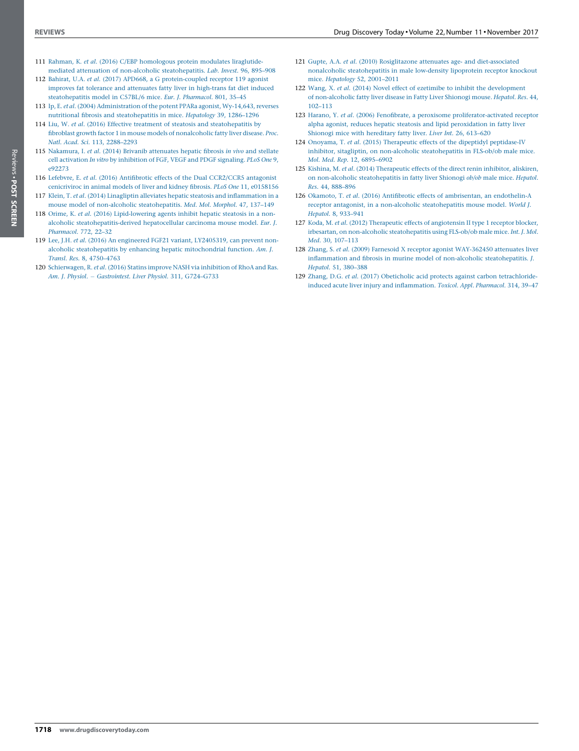111 Rahman, K. *et al.* (2016) C/EBP homologous protein modulates liraglutide-mediated attenuation of non-alcoholic steatohepatitis. *Lab. Invest.* 96, 895–908

112 Bahirat, U.A. *et al.* (2017) APD668, a G protein-coupled receptor 119 agonist improves fat tolerance and attenuates fatty liver in high-trans fat diet induced steatohepatitis model in C57BL/6 mice. *Eur. J. Pharmacol.* 801, 35–45

113 Ip, E. *et al.* (2004) Administration of the potent PPARa agonist, Wy-14,643, reverses nutritional fibrosis and steatohepatitis in mice. *Hepatology* 39, 1286–1296

114 Liu, W. *et al.* (2016) Effective treatment of steatosis and steatohepatitis by fibroblast growth factor 1 in mouse models of nonalcoholic fatty liver disease. *Proc. Natl. Acad. Sci.* 113, 2288–2293

115 Nakamura, I. *et al.* (2014) Brivanib attenuates hepatic fibrosis *in vivo* and stellate cell activation *In vitro* by inhibition of FGF, VEGF and PDGF signaling. *PLoS One* 9, e92273

116 Lefebvre, E. *et al.* (2016) Antifibrotic effects of the Dual CCR2/CCR5 antagonist cenicriviroc in animal models of liver and kidney fibrosis. *PLoS One* 11, e0158156

117 Klein, T. *et al.* (2014) Linagliptin alleviates hepatic steatosis and inflammation in a mouse model of non-alcoholic steatohepatitis. *Med. Mol. Morphol.* 47, 137–149

118 Orime, K. *et al.* (2016) Lipid-lowering agents inhibit hepatic steatosis in a non-alcoholic steatohepatitis-derived hepatocellular carcinoma mouse model. *Eur. J. Pharmacol.* 772, 22–32

119 Lee, J.H. *et al.* (2016) An engineered FGF21 variant, LY2405319, can prevent non-alcoholic steatohepatitis by enhancing hepatic mitochondrial function. *Am. J. Transl. Res.* 8, 4750–4763

120 Schierwagen, R. *et al.* (2016) Statins improve NASH via inhibition of RhoA and Ras. *Am. J. Physiol. – Gastrointest. Liver Physiol.* 311, G724–G733

121 Gupte, A.A. *et al.* (2010) Rosiglitazone attenuates age- and diet-associated nonalcoholic steatohepatitis in male low-density lipoprotein receptor knockout mice. *Hepatology* 52, 2001–2011

122 Wang, X. *et al.* (2014) Novel effect of ezetimibe to inhibit the development of non-alcoholic fatty liver disease in Fatty Liver Shionogi mouse. *Hepatol. Res.* 44, 102–113

123 Harano, Y. *et al.* (2006) Fenofibrate, a peroxisome proliferator-activated receptor alpha agonist, reduces hepatic steatosis and lipid peroxidation in fatty liver Shionogi mice with hereditary fatty liver. *Liver Int.* 26, 613–620

124 Onoyama, T. *et al.* (2015) Therapeutic effects of the dipeptidyl peptidase-IV inhibitor, sitagliptin, on non-alcoholic steatohepatitis in FLS-ob/ob male mice. *Mol. Med. Rep.* 12, 6895–6902

125 Kishina, M. *et al.* (2014) Therapeutic effects of the direct renin inhibitor, aliskiren, on non-alcoholic steatohepatitis in fatty liver Shionogi *ob/ob* male mice. *Hepatol. Res.* 44, 888–896

126 Okamoto, T. *et al.* (2016) Antifibrotic effects of ambrisentan, an endothelin-A receptor antagonist, in a non-alcoholic steatohepatitis mouse model. *World J. Hepatol.* 8, 933–941

127 Koda, M. *et al.* (2012) Therapeutic effects of angiotensin II type 1 receptor blocker, irbesartan, on non-alcoholic steatohepatitis using FLS-ob/ob male mice. *Int. J. Mol. Med.* 30, 107–113

128 Zhang, S. *et al.* (2009) Farnesoid X receptor agonist WAY-362450 attenuates liver inflammation and fibrosis in murine model of non-alcoholic steatohepatitis. *J. Hepatol.* 51, 380–388

129 Zhang, D.G. *et al.* (2017) Obeticholic acid protects against carbon tetrachloride-induced acute liver injury and inflammation. *Toxicol. Appl. Pharmacol.* 314, 39–47